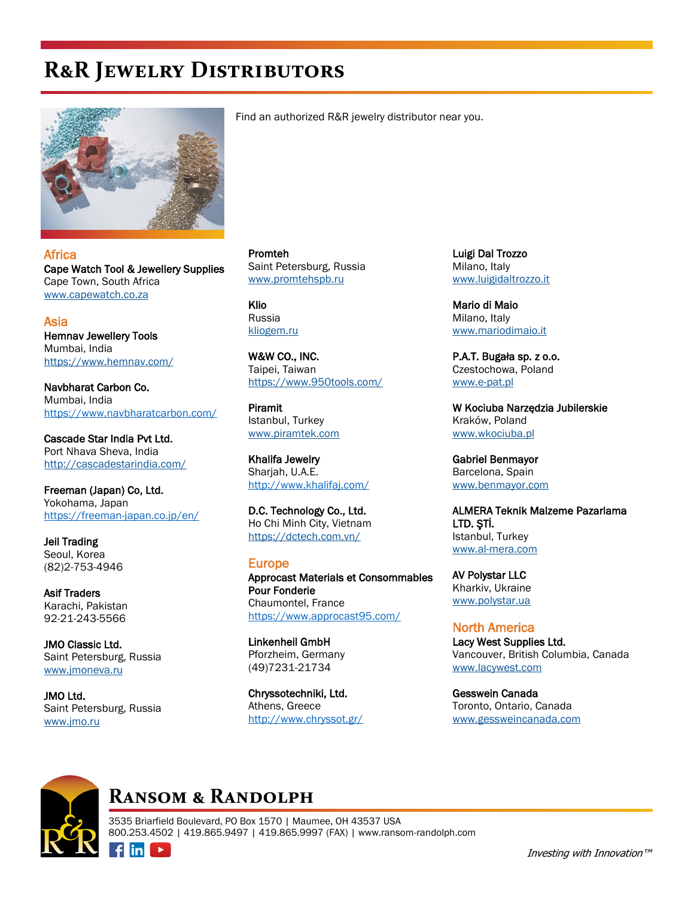# R&R Jewelry Distributors

Find an authorized R&R jewelry distributor near you.

## Africa

**Cape Watch Tool & Jewellery Supplies**
Cape Town, South Africa
www.capewatch.co.za

## Asia

**Hemnav Jewellery Tools**
Mumbai, India
https://www.hemnav.com/

**Navbharat Carbon Co.**
Mumbai, India
https://www.navbharatcarbon.com/

**Cascade Star India Pvt Ltd.**
Port Nhava Sheva, India
http://cascadestarindia.com/

**Freeman (Japan) Co, Ltd.**
Yokohama, Japan
https://freeman-japan.co.jp/en/

**Jeil Trading**
Seoul, Korea
(82)2-753-4946

**Asif Traders**
Karachi, Pakistan
92-21-243-5566

**JMO Classic Ltd.**
Saint Petersburg, Russia
www.jmoneva.ru

**JMO Ltd.**
Saint Petersburg, Russia
www.jmo.ru

**Promteh**
Saint Petersburg, Russia
www.promtehspb.ru

**Klio**
Russia
kliogem.ru

**W&W CO., INC.**
Taipei, Taiwan
https://www.950tools.com/

**Piramit**
Istanbul, Turkey
www.piramtek.com

**Khalifa Jewelry**
Sharjah, U.A.E.
http://www.khalifaj.com/

**D.C. Technology Co., Ltd.**
Ho Chi Minh City, Vietnam
https://dctech.com.vn/

## Europe

**Approcast Materials et Consommables Pour Fonderie**
Chaumontel, France
https://www.approcast95.com/

**Linkenheil GmbH**
Pforzheim, Germany
(49)7231-21734

**Chryssotechniki, Ltd.**
Athens, Greece
http://www.chryssot.gr/

**Luigi Dal Trozzo**
Milano, Italy
www.luigidaltrozzo.it

**Mario di Maio**
Milano, Italy
www.mariodimaio.it

**P.A.T. Bugała sp. z o.o.**
Czestochowa, Poland
www.e-pat.pl

**W Kociuba Narzędzia Jubilerskie**
Kraków, Poland
www.wkociuba.pl

**Gabriel Benmayor**
Barcelona, Spain
www.benmayor.com

**ALMERA Teknik Malzeme Pazarlama LTD. ŞTİ.**
Istanbul, Turkey
www.al-mera.com

**AV Polystar LLC**
Kharkiv, Ukraine
www.polystar.ua

## North America

**Lacy West Supplies Ltd.**
Vancouver, British Columbia, Canada
www.lacywest.com

**Gesswein Canada**
Toronto, Ontario, Canada
www.gessweincanada.com

**Ransom & Randolph**
3535 Briarfield Boulevard, PO Box 1570 | Maumee, OH 43537 USA
800.253.4502 | 419.865.9497 | 419.865.9997 (FAX) | www.ransom-randolph.com

*Investing with Innovation™*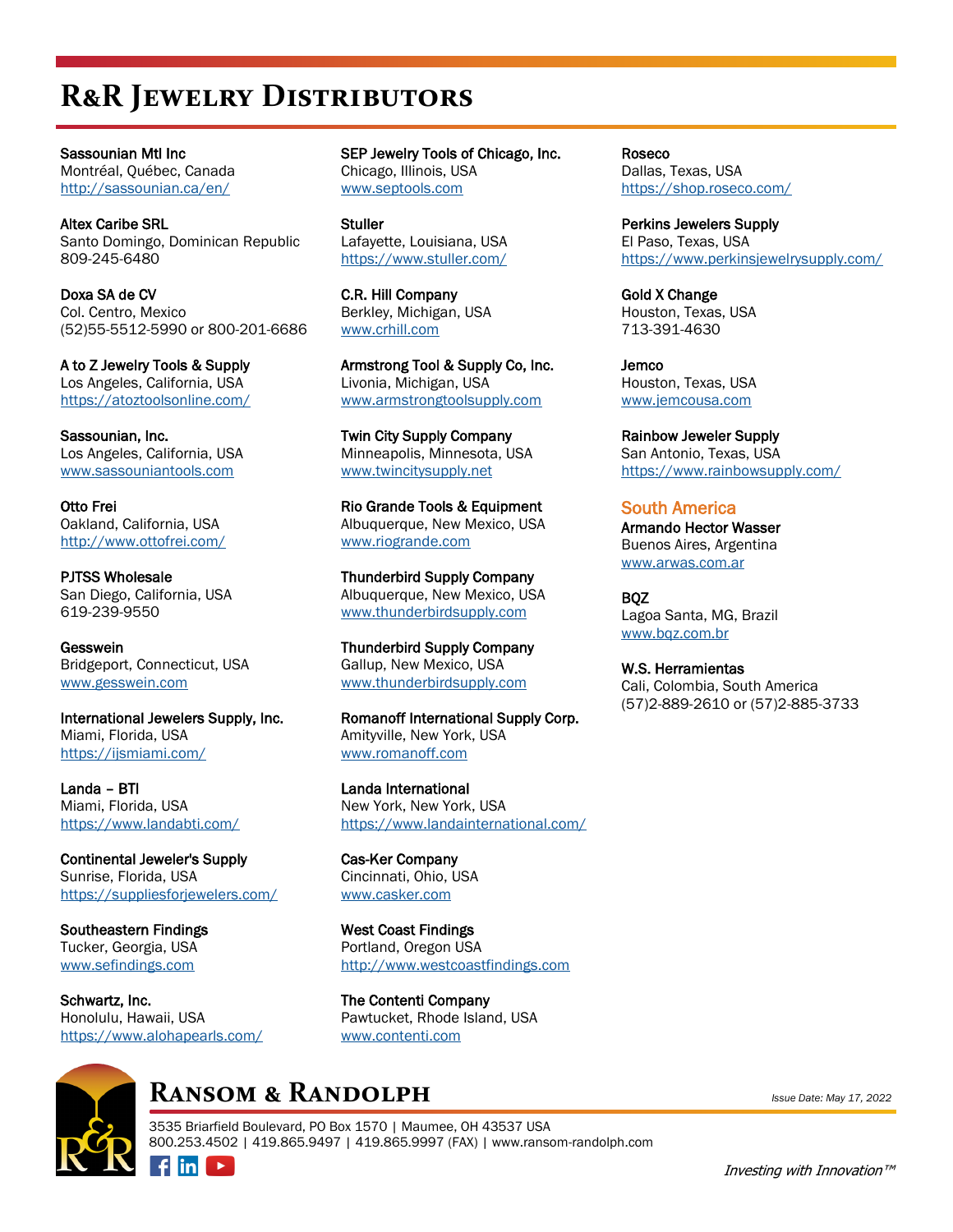# R&R Jewelry Distributors

**Sassounian Mtl Inc**
Montréal, Québec, Canada
http://sassounian.ca/en/

**Altex Caribe SRL**
Santo Domingo, Dominican Republic
809-245-6480

**Doxa SA de CV**
Col. Centro, Mexico
(52)55-5512-5990 or 800-201-6686

**A to Z Jewelry Tools & Supply**
Los Angeles, California, USA
https://atoztoolsonline.com/

**Sassounian, Inc.**
Los Angeles, California, USA
www.sassouniantools.com

**Otto Frei**
Oakland, California, USA
http://www.ottofrei.com/

**PJTSS Wholesale**
San Diego, California, USA
619-239-9550

**Gesswein**
Bridgeport, Connecticut, USA
www.gesswein.com

**International Jewelers Supply, Inc.**
Miami, Florida, USA
https://ijsmiami.com/

**Landa – BTI**
Miami, Florida, USA
https://www.landabti.com/

**Continental Jeweler's Supply**
Sunrise, Florida, USA
https://suppliesforjewelers.com/

**Southeastern Findings**
Tucker, Georgia, USA
www.sefindings.com

**Schwartz, Inc.**
Honolulu, Hawaii, USA
https://www.alohapearls.com/

**SEP Jewelry Tools of Chicago, Inc.**
Chicago, Illinois, USA
www.septools.com

**Stuller**
Lafayette, Louisiana, USA
https://www.stuller.com/

**C.R. Hill Company**
Berkley, Michigan, USA
www.crhill.com

**Armstrong Tool & Supply Co, Inc.**
Livonia, Michigan, USA
www.armstrongtoolsupply.com

**Twin City Supply Company**
Minneapolis, Minnesota, USA
www.twincitysupply.net

**Rio Grande Tools & Equipment**
Albuquerque, New Mexico, USA
www.riogrande.com

**Thunderbird Supply Company**
Albuquerque, New Mexico, USA
www.thunderbirdsupply.com

**Thunderbird Supply Company**
Gallup, New Mexico, USA
www.thunderbirdsupply.com

**Romanoff International Supply Corp.**
Amityville, New York, USA
www.romanoff.com

**Landa International**
New York, New York, USA
https://www.landainternational.com/

**Cas-Ker Company**
Cincinnati, Ohio, USA
www.casker.com

**West Coast Findings**
Portland, Oregon USA
http://www.westcoastfindings.com

**The Contenti Company**
Pawtucket, Rhode Island, USA
www.contenti.com

**Roseco**
Dallas, Texas, USA
https://shop.roseco.com/

**Perkins Jewelers Supply**
El Paso, Texas, USA
https://www.perkinsjewelrysupply.com/

**Gold X Change**
Houston, Texas, USA
713-391-4630

**Jemco**
Houston, Texas, USA
www.jemcousa.com

**Rainbow Jeweler Supply**
San Antonio, Texas, USA
https://www.rainbowsupply.com/

## South America

**Armando Hector Wasser**
Buenos Aires, Argentina
www.arwas.com.ar

**BQZ**
Lagoa Santa, MG, Brazil
www.bqz.com.br

**W.S. Herramientas**
Cali, Colombia, South America
(57)2-889-2610 or (57)2-885-3733

**Ransom & Randolph**

*Issue Date: May 17, 2022*

3535 Briarfield Boulevard, PO Box 1570 | Maumee, OH 43537 USA
800.253.4502 | 419.865.9497 | 419.865.9997 (FAX) | www.ransom-randolph.com

*Investing with Innovation™*